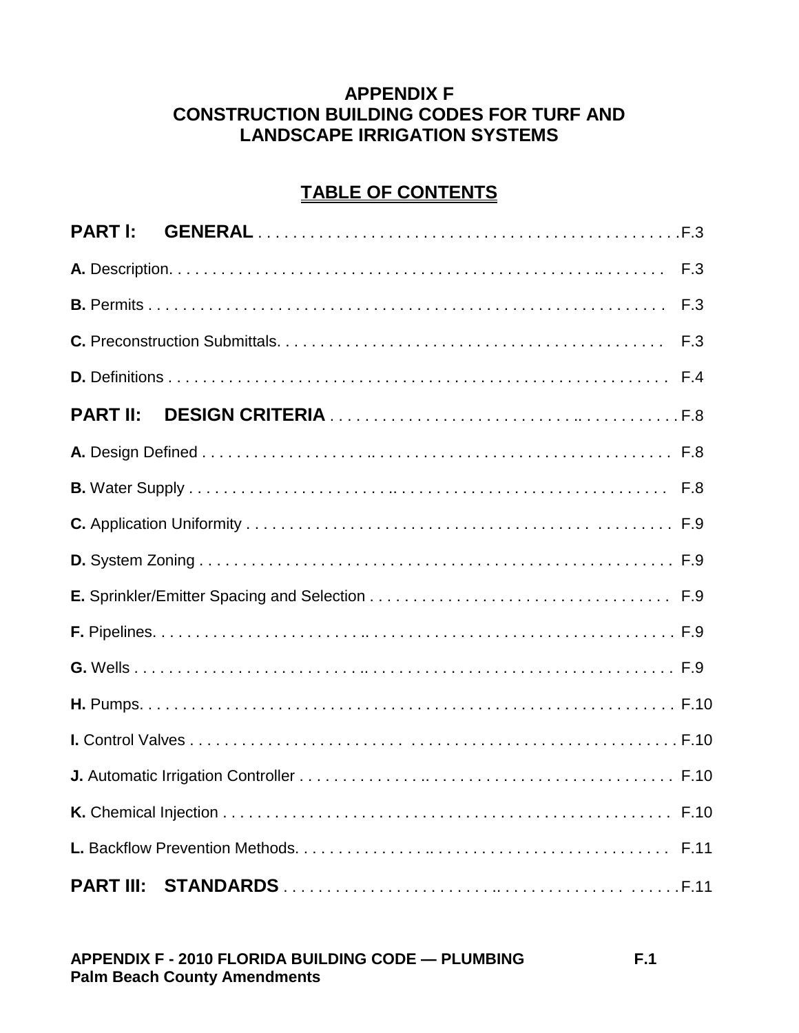# APPENDIX F
# CONSTRUCTION BUILDING CODES FOR TURF AND LANDSCAPE IRRIGATION SYSTEMS

## TABLE OF CONTENTS

| | |
|---|---|
| **PART I: GENERAL** | F.3 |
| **A.** Description | F.3 |
| **B.** Permits | F.3 |
| **C.** Preconstruction Submittals | F.3 |
| **D.** Definitions | F.4 |
| **PART II: DESIGN CRITERIA** | F.8 |
| **A.** Design Defined | F.8 |
| **B.** Water Supply | F.8 |
| **C.** Application Uniformity | F.9 |
| **D.** System Zoning | F.9 |
| **E.** Sprinkler/Emitter Spacing and Selection | F.9 |
| **F.** Pipelines | F.9 |
| **G.** Wells | F.9 |
| **H.** Pumps | F.10 |
| **I.** Control Valves | F.10 |
| **J.** Automatic Irrigation Controller | F.10 |
| **K.** Chemical Injection | F.10 |
| **L.** Backflow Prevention Methods | F.11 |
| **PART III: STANDARDS** | F.11 |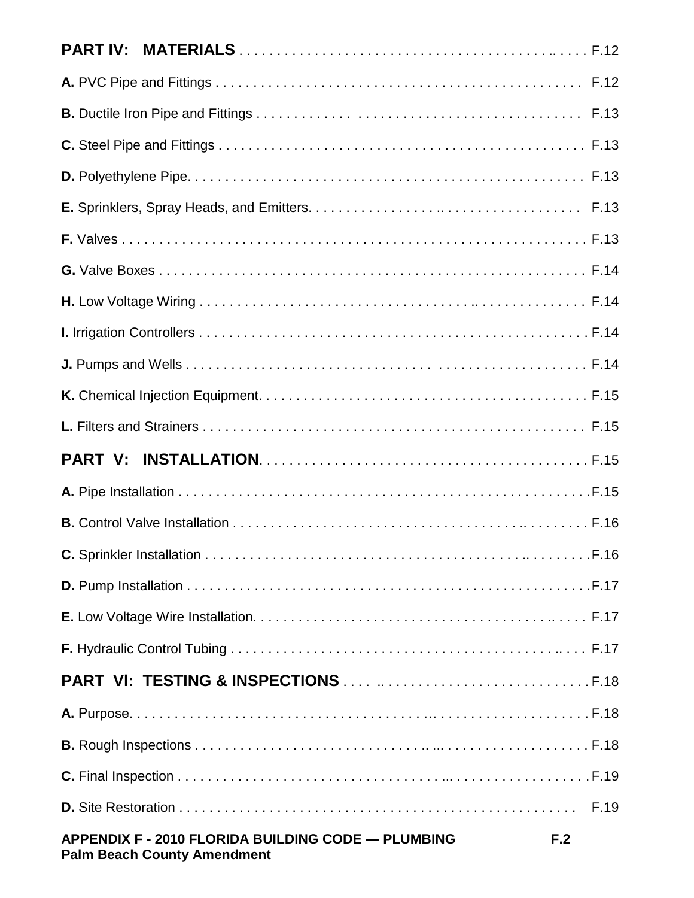**PART IV: MATERIALS** . . . . . . . . . . . . . . . . . . . . . . . . . . . . . . . . . . . . . . . . . . . F.12

**A.** PVC Pipe and Fittings . . . . . . . . . . . . . . . . . . . . . . . . . . . . . . . . . . . . . . . . . . . . . . . . F.12

**B.** Ductile Iron Pipe and Fittings . . . . . . . . . . . . . . . . . . . . . . . . . . . . . . . . . . . . . . . . . . . F.13

**C.** Steel Pipe and Fittings . . . . . . . . . . . . . . . . . . . . . . . . . . . . . . . . . . . . . . . . . . . . . . . F.13

**D.** Polyethylene Pipe. . . . . . . . . . . . . . . . . . . . . . . . . . . . . . . . . . . . . . . . . . . . . . . . . . . F.13

**E.** Sprinklers, Spray Heads, and Emitters. . . . . . . . . . . . . . . . . . . . . . . . . . . . . . . . . . . . F.13

**F.** Valves . . . . . . . . . . . . . . . . . . . . . . . . . . . . . . . . . . . . . . . . . . . . . . . . . . . . . . . . . . F.13

**G.** Valve Boxes . . . . . . . . . . . . . . . . . . . . . . . . . . . . . . . . . . . . . . . . . . . . . . . . . . . . . . F.14

**H.** Low Voltage Wiring . . . . . . . . . . . . . . . . . . . . . . . . . . . . . . . . . . . . . . . . . . . . . . . . . F.14

**I.** Irrigation Controllers . . . . . . . . . . . . . . . . . . . . . . . . . . . . . . . . . . . . . . . . . . . . . . . . . F.14

**J.** Pumps and Wells . . . . . . . . . . . . . . . . . . . . . . . . . . . . . . . . . . . . . . . . . . . . . . . . . . . F.14

**K.** Chemical Injection Equipment. . . . . . . . . . . . . . . . . . . . . . . . . . . . . . . . . . . . . . . . . . . F.15

**L.** Filters and Strainers . . . . . . . . . . . . . . . . . . . . . . . . . . . . . . . . . . . . . . . . . . . . . . . . . F.15

**PART V: INSTALLATION**. . . . . . . . . . . . . . . . . . . . . . . . . . . . . . . . . . . . . . . . . . . . F.15

**A.** Pipe Installation . . . . . . . . . . . . . . . . . . . . . . . . . . . . . . . . . . . . . . . . . . . . . . . . . . . . F.15

**B.** Control Valve Installation . . . . . . . . . . . . . . . . . . . . . . . . . . . . . . . . . . . . . . . . . . . . . . F.16

**C.** Sprinkler Installation . . . . . . . . . . . . . . . . . . . . . . . . . . . . . . . . . . . . . . . . . . . . . . . . . F.16

**D.** Pump Installation . . . . . . . . . . . . . . . . . . . . . . . . . . . . . . . . . . . . . . . . . . . . . . . . . . . F.17

**E.** Low Voltage Wire Installation. . . . . . . . . . . . . . . . . . . . . . . . . . . . . . . . . . . . . . . . . . . F.17

**F.** Hydraulic Control Tubing . . . . . . . . . . . . . . . . . . . . . . . . . . . . . . . . . . . . . . . . . . . . . . F.17

**PART VI: TESTING & INSPECTIONS** . . . . . . . . . . . . . . . . . . . . . . . . . . . . . . . . F.18

**A.** Purpose. . . . . . . . . . . . . . . . . . . . . . . . . . . . . . . . . . . . . . . . . . . . . . . . . . . . . . . . . . F.18

**B.** Rough Inspections . . . . . . . . . . . . . . . . . . . . . . . . . . . . . . . . . . . . . . . . . . . . . . . . . . F.18

**C.** Final Inspection . . . . . . . . . . . . . . . . . . . . . . . . . . . . . . . . . . . . . . . . . . . . . . . . . . . . F.19

**D.** Site Restoration . . . . . . . . . . . . . . . . . . . . . . . . . . . . . . . . . . . . . . . . . . . . . . . . . . . . F.19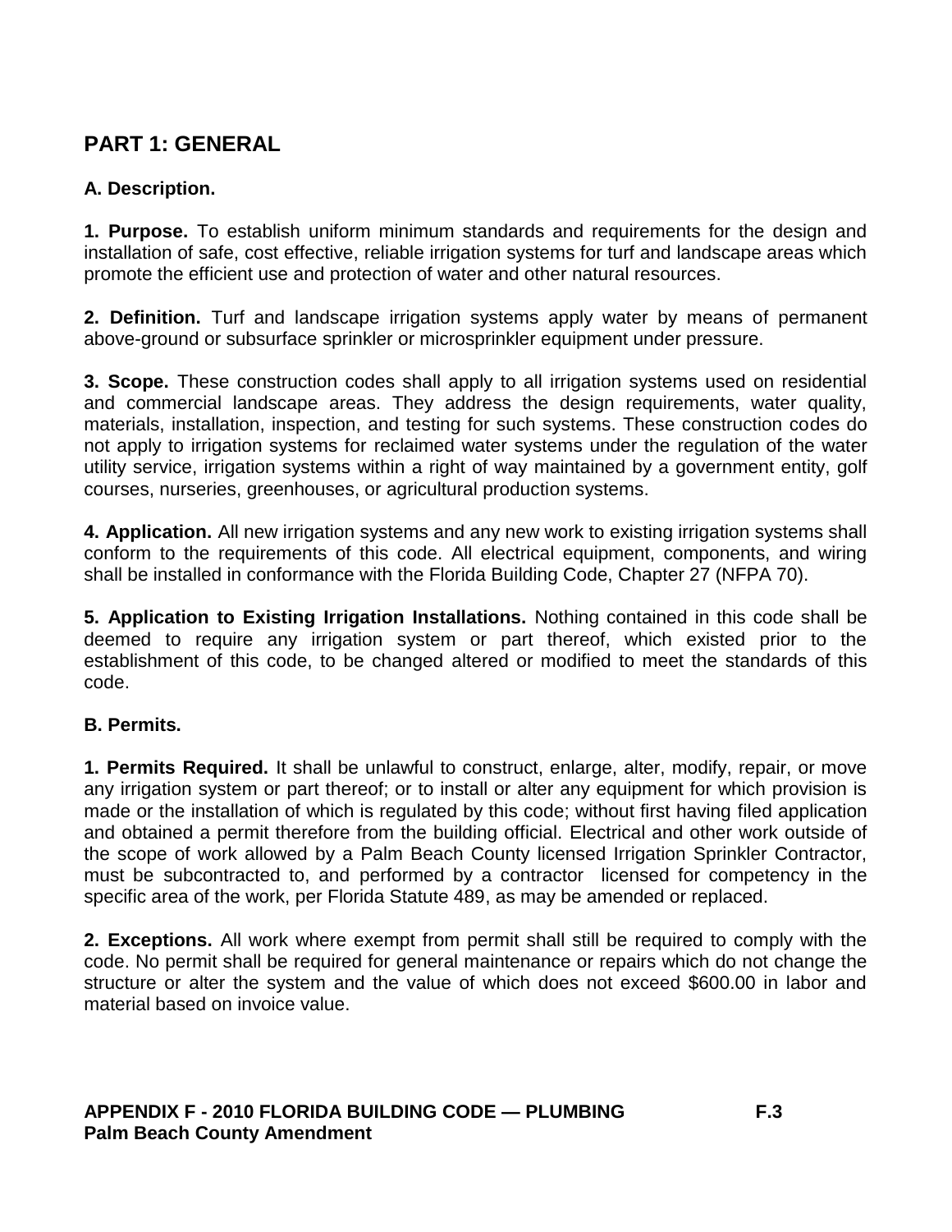## PART 1: GENERAL

### A. Description.

**1. Purpose.** To establish uniform minimum standards and requirements for the design and installation of safe, cost effective, reliable irrigation systems for turf and landscape areas which promote the efficient use and protection of water and other natural resources.

**2. Definition.** Turf and landscape irrigation systems apply water by means of permanent above-ground or subsurface sprinkler or microsprinkler equipment under pressure.

**3. Scope.** These construction codes shall apply to all irrigation systems used on residential and commercial landscape areas. They address the design requirements, water quality, materials, installation, inspection, and testing for such systems. These construction codes do not apply to irrigation systems for reclaimed water systems under the regulation of the water utility service, irrigation systems within a right of way maintained by a government entity, golf courses, nurseries, greenhouses, or agricultural production systems.

**4. Application.** All new irrigation systems and any new work to existing irrigation systems shall conform to the requirements of this code. All electrical equipment, components, and wiring shall be installed in conformance with the Florida Building Code, Chapter 27 (NFPA 70).

**5. Application to Existing Irrigation Installations.** Nothing contained in this code shall be deemed to require any irrigation system or part thereof, which existed prior to the establishment of this code, to be changed altered or modified to meet the standards of this code.

### B. Permits.

**1. Permits Required.** It shall be unlawful to construct, enlarge, alter, modify, repair, or move any irrigation system or part thereof; or to install or alter any equipment for which provision is made or the installation of which is regulated by this code; without first having filed application and obtained a permit therefore from the building official. Electrical and other work outside of the scope of work allowed by a Palm Beach County licensed Irrigation Sprinkler Contractor, must be subcontracted to, and performed by a contractor licensed for competency in the specific area of the work, per Florida Statute 489, as may be amended or replaced.

**2. Exceptions.** All work where exempt from permit shall still be required to comply with the code. No permit shall be required for general maintenance or repairs which do not change the structure or alter the system and the value of which does not exceed $600.00 in labor and material based on invoice value.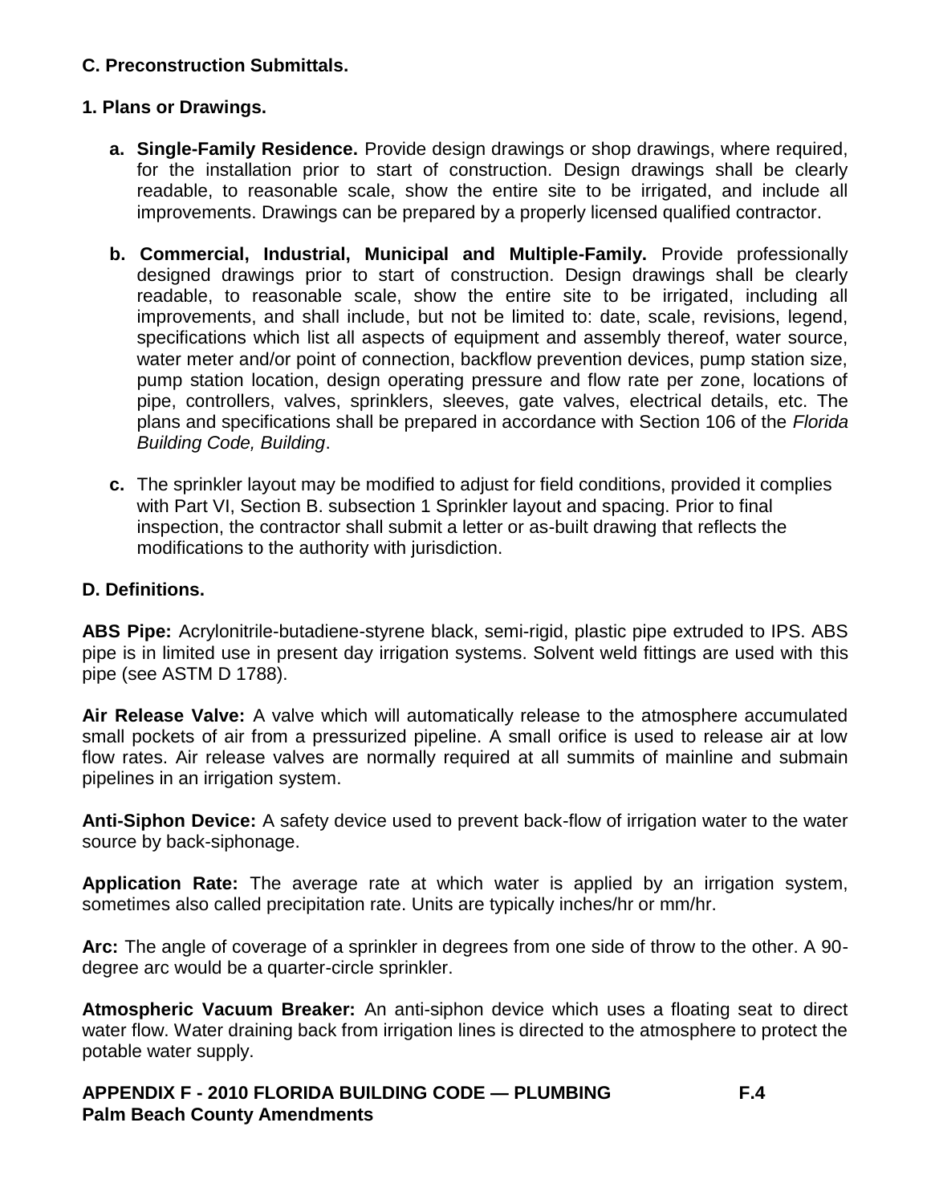**C. Preconstruction Submittals.**

**1. Plans or Drawings.**

a. **Single-Family Residence.** Provide design drawings or shop drawings, where required, for the installation prior to start of construction. Design drawings shall be clearly readable, to reasonable scale, show the entire site to be irrigated, and include all improvements. Drawings can be prepared by a properly licensed qualified contractor.

b. **Commercial, Industrial, Municipal and Multiple-Family.** Provide professionally designed drawings prior to start of construction. Design drawings shall be clearly readable, to reasonable scale, show the entire site to be irrigated, including all improvements, and shall include, but not be limited to: date, scale, revisions, legend, specifications which list all aspects of equipment and assembly thereof, water source, water meter and/or point of connection, backflow prevention devices, pump station size, pump station location, design operating pressure and flow rate per zone, locations of pipe, controllers, valves, sprinklers, sleeves, gate valves, electrical details, etc. The plans and specifications shall be prepared in accordance with Section 106 of the *Florida Building Code, Building*.

c. The sprinkler layout may be modified to adjust for field conditions, provided it complies with Part VI, Section B. subsection 1 Sprinkler layout and spacing. Prior to final inspection, the contractor shall submit a letter or as-built drawing that reflects the modifications to the authority with jurisdiction.

**D. Definitions.**

**ABS Pipe:** Acrylonitrile-butadiene-styrene black, semi-rigid, plastic pipe extruded to IPS. ABS pipe is in limited use in present day irrigation systems. Solvent weld fittings are used with this pipe (see ASTM D 1788).

**Air Release Valve:** A valve which will automatically release to the atmosphere accumulated small pockets of air from a pressurized pipeline. A small orifice is used to release air at low flow rates. Air release valves are normally required at all summits of mainline and submain pipelines in an irrigation system.

**Anti-Siphon Device:** A safety device used to prevent back-flow of irrigation water to the water source by back-siphonage.

**Application Rate:** The average rate at which water is applied by an irrigation system, sometimes also called precipitation rate. Units are typically inches/hr or mm/hr.

**Arc:** The angle of coverage of a sprinkler in degrees from one side of throw to the other. A 90-degree arc would be a quarter-circle sprinkler.

**Atmospheric Vacuum Breaker:** An anti-siphon device which uses a floating seat to direct water flow. Water draining back from irrigation lines is directed to the atmosphere to protect the potable water supply.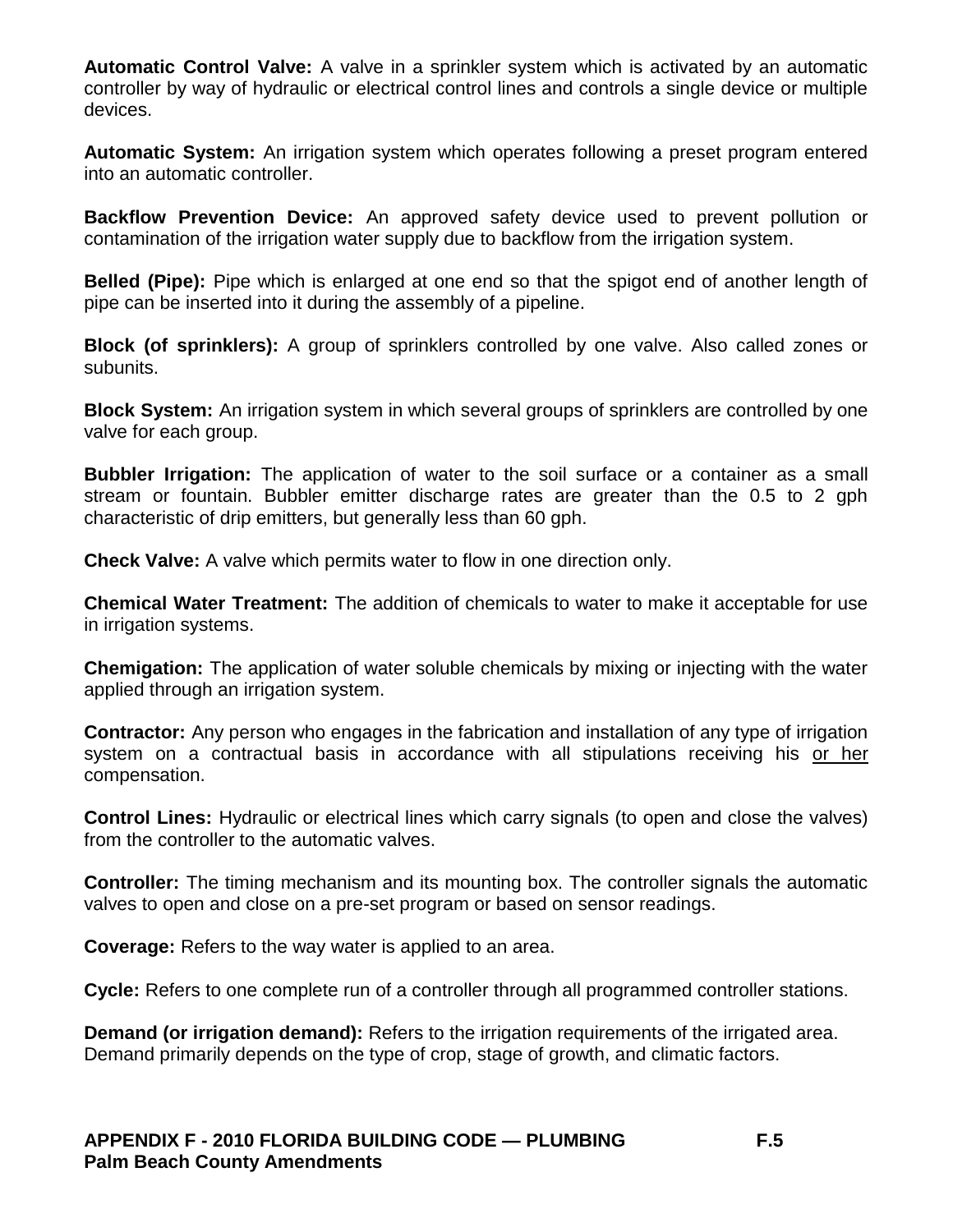**Automatic Control Valve:** A valve in a sprinkler system which is activated by an automatic controller by way of hydraulic or electrical control lines and controls a single device or multiple devices.

**Automatic System:** An irrigation system which operates following a preset program entered into an automatic controller.

**Backflow Prevention Device:** An approved safety device used to prevent pollution or contamination of the irrigation water supply due to backflow from the irrigation system.

**Belled (Pipe):** Pipe which is enlarged at one end so that the spigot end of another length of pipe can be inserted into it during the assembly of a pipeline.

**Block (of sprinklers):** A group of sprinklers controlled by one valve. Also called zones or subunits.

**Block System:** An irrigation system in which several groups of sprinklers are controlled by one valve for each group.

**Bubbler Irrigation:** The application of water to the soil surface or a container as a small stream or fountain. Bubbler emitter discharge rates are greater than the 0.5 to 2 gph characteristic of drip emitters, but generally less than 60 gph.

**Check Valve:** A valve which permits water to flow in one direction only.

**Chemical Water Treatment:** The addition of chemicals to water to make it acceptable for use in irrigation systems.

**Chemigation:** The application of water soluble chemicals by mixing or injecting with the water applied through an irrigation system.

**Contractor:** Any person who engages in the fabrication and installation of any type of irrigation system on a contractual basis in accordance with all stipulations receiving his or her compensation.

**Control Lines:** Hydraulic or electrical lines which carry signals (to open and close the valves) from the controller to the automatic valves.

**Controller:** The timing mechanism and its mounting box. The controller signals the automatic valves to open and close on a pre-set program or based on sensor readings.

**Coverage:** Refers to the way water is applied to an area.

**Cycle:** Refers to one complete run of a controller through all programmed controller stations.

**Demand (or irrigation demand):** Refers to the irrigation requirements of the irrigated area. Demand primarily depends on the type of crop, stage of growth, and climatic factors.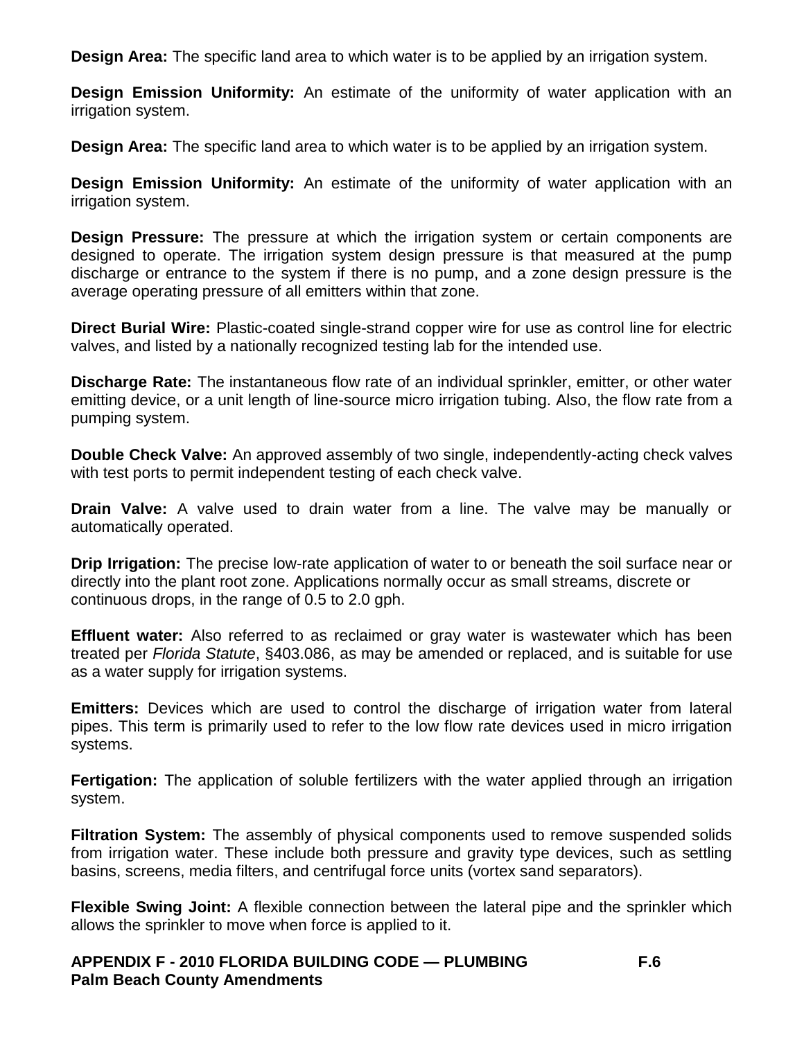**Design Area:** The specific land area to which water is to be applied by an irrigation system.

**Design Emission Uniformity:** An estimate of the uniformity of water application with an irrigation system.

**Design Area:** The specific land area to which water is to be applied by an irrigation system.

**Design Emission Uniformity:** An estimate of the uniformity of water application with an irrigation system.

**Design Pressure:** The pressure at which the irrigation system or certain components are designed to operate. The irrigation system design pressure is that measured at the pump discharge or entrance to the system if there is no pump, and a zone design pressure is the average operating pressure of all emitters within that zone.

**Direct Burial Wire:** Plastic-coated single-strand copper wire for use as control line for electric valves, and listed by a nationally recognized testing lab for the intended use.

**Discharge Rate:** The instantaneous flow rate of an individual sprinkler, emitter, or other water emitting device, or a unit length of line-source micro irrigation tubing. Also, the flow rate from a pumping system.

**Double Check Valve:** An approved assembly of two single, independently-acting check valves with test ports to permit independent testing of each check valve.

**Drain Valve:** A valve used to drain water from a line. The valve may be manually or automatically operated.

**Drip Irrigation:** The precise low-rate application of water to or beneath the soil surface near or directly into the plant root zone. Applications normally occur as small streams, discrete or continuous drops, in the range of 0.5 to 2.0 gph.

**Effluent water:** Also referred to as reclaimed or gray water is wastewater which has been treated per *Florida Statute*, §403.086, as may be amended or replaced, and is suitable for use as a water supply for irrigation systems.

**Emitters:** Devices which are used to control the discharge of irrigation water from lateral pipes. This term is primarily used to refer to the low flow rate devices used in micro irrigation systems.

**Fertigation:** The application of soluble fertilizers with the water applied through an irrigation system.

**Filtration System:** The assembly of physical components used to remove suspended solids from irrigation water. These include both pressure and gravity type devices, such as settling basins, screens, media filters, and centrifugal force units (vortex sand separators).

**Flexible Swing Joint:** A flexible connection between the lateral pipe and the sprinkler which allows the sprinkler to move when force is applied to it.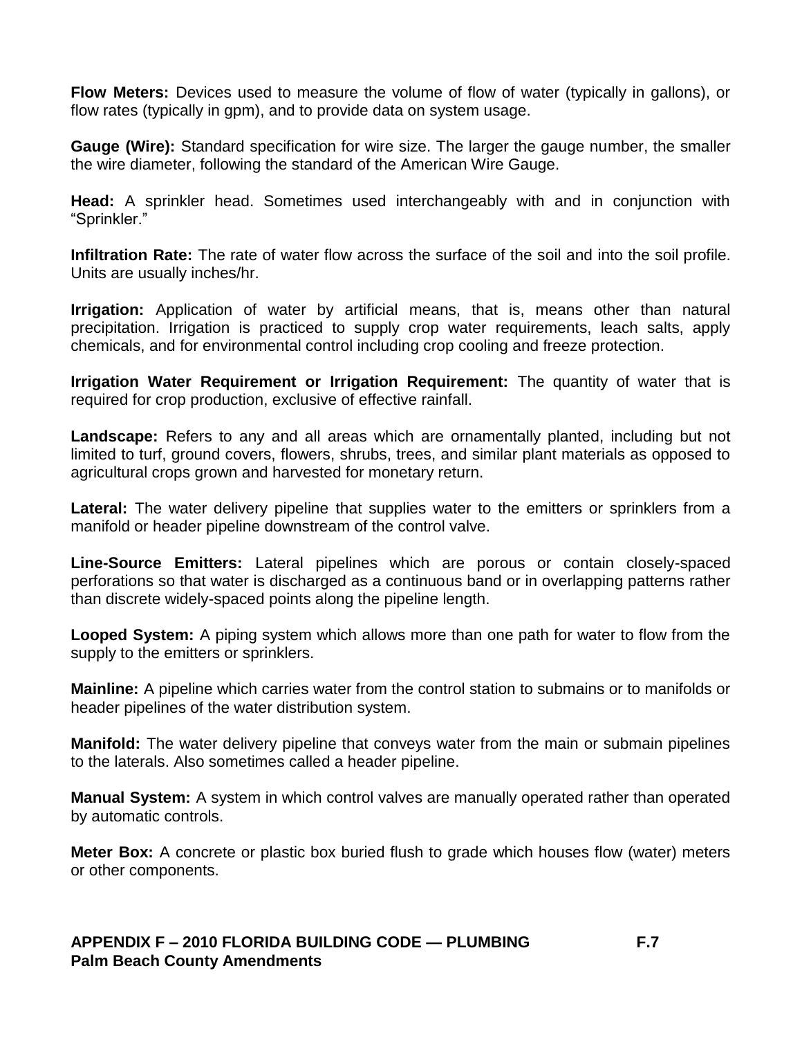**Flow Meters:** Devices used to measure the volume of flow of water (typically in gallons), or flow rates (typically in gpm), and to provide data on system usage.

**Gauge (Wire):** Standard specification for wire size. The larger the gauge number, the smaller the wire diameter, following the standard of the American Wire Gauge.

**Head:** A sprinkler head. Sometimes used interchangeably with and in conjunction with "Sprinkler."

**Infiltration Rate:** The rate of water flow across the surface of the soil and into the soil profile. Units are usually inches/hr.

**Irrigation:** Application of water by artificial means, that is, means other than natural precipitation. Irrigation is practiced to supply crop water requirements, leach salts, apply chemicals, and for environmental control including crop cooling and freeze protection.

**Irrigation Water Requirement or Irrigation Requirement:** The quantity of water that is required for crop production, exclusive of effective rainfall.

**Landscape:** Refers to any and all areas which are ornamentally planted, including but not limited to turf, ground covers, flowers, shrubs, trees, and similar plant materials as opposed to agricultural crops grown and harvested for monetary return.

**Lateral:** The water delivery pipeline that supplies water to the emitters or sprinklers from a manifold or header pipeline downstream of the control valve.

**Line-Source Emitters:** Lateral pipelines which are porous or contain closely-spaced perforations so that water is discharged as a continuous band or in overlapping patterns rather than discrete widely-spaced points along the pipeline length.

**Looped System:** A piping system which allows more than one path for water to flow from the supply to the emitters or sprinklers.

**Mainline:** A pipeline which carries water from the control station to submains or to manifolds or header pipelines of the water distribution system.

**Manifold:** The water delivery pipeline that conveys water from the main or submain pipelines to the laterals. Also sometimes called a header pipeline.

**Manual System:** A system in which control valves are manually operated rather than operated by automatic controls.

**Meter Box:** A concrete or plastic box buried flush to grade which houses flow (water) meters or other components.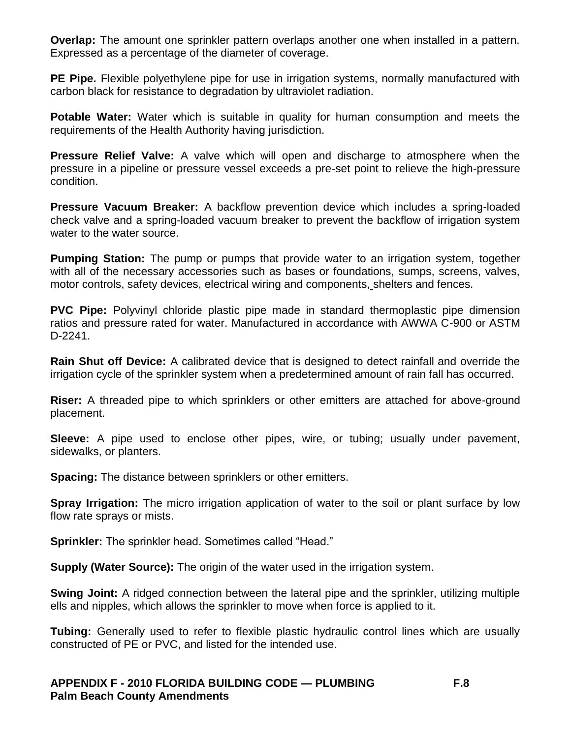**Overlap:** The amount one sprinkler pattern overlaps another one when installed in a pattern. Expressed as a percentage of the diameter of coverage.

**PE Pipe.** Flexible polyethylene pipe for use in irrigation systems, normally manufactured with carbon black for resistance to degradation by ultraviolet radiation.

**Potable Water:** Water which is suitable in quality for human consumption and meets the requirements of the Health Authority having jurisdiction.

**Pressure Relief Valve:** A valve which will open and discharge to atmosphere when the pressure in a pipeline or pressure vessel exceeds a pre-set point to relieve the high-pressure condition.

**Pressure Vacuum Breaker:** A backflow prevention device which includes a spring-loaded check valve and a spring-loaded vacuum breaker to prevent the backflow of irrigation system water to the water source.

**Pumping Station:** The pump or pumps that provide water to an irrigation system, together with all of the necessary accessories such as bases or foundations, sumps, screens, valves, motor controls, safety devices, electrical wiring and components, shelters and fences.

**PVC Pipe:** Polyvinyl chloride plastic pipe made in standard thermoplastic pipe dimension ratios and pressure rated for water. Manufactured in accordance with AWWA C-900 or ASTM D-2241.

**Rain Shut off Device:** A calibrated device that is designed to detect rainfall and override the irrigation cycle of the sprinkler system when a predetermined amount of rain fall has occurred.

**Riser:** A threaded pipe to which sprinklers or other emitters are attached for above-ground placement.

**Sleeve:** A pipe used to enclose other pipes, wire, or tubing; usually under pavement, sidewalks, or planters.

**Spacing:** The distance between sprinklers or other emitters.

**Spray Irrigation:** The micro irrigation application of water to the soil or plant surface by low flow rate sprays or mists.

**Sprinkler:** The sprinkler head. Sometimes called "Head."

**Supply (Water Source):** The origin of the water used in the irrigation system.

**Swing Joint:** A ridged connection between the lateral pipe and the sprinkler, utilizing multiple ells and nipples, which allows the sprinkler to move when force is applied to it.

**Tubing:** Generally used to refer to flexible plastic hydraulic control lines which are usually constructed of PE or PVC, and listed for the intended use.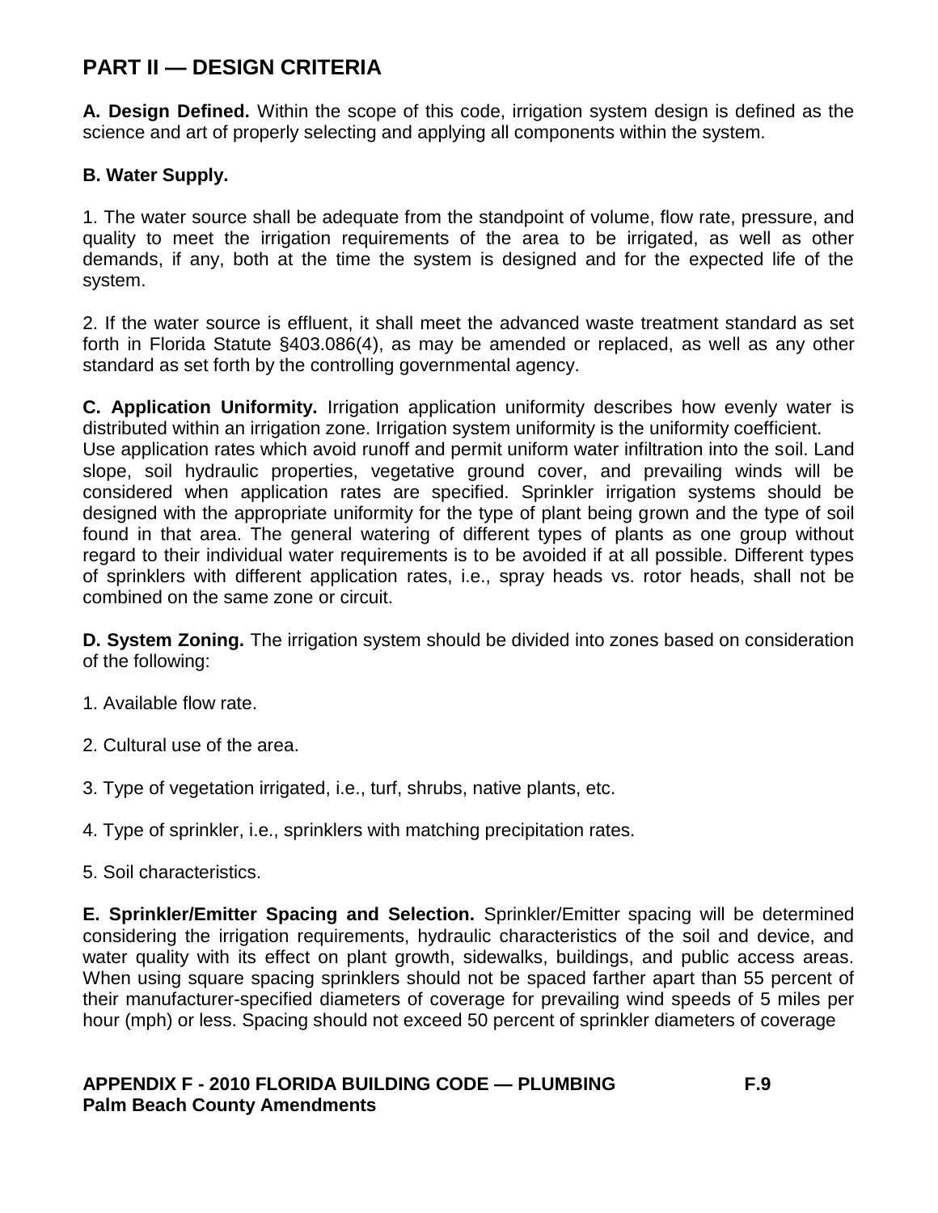## PART II — DESIGN CRITERIA

**A. Design Defined.** Within the scope of this code, irrigation system design is defined as the science and art of properly selecting and applying all components within the system.

**B. Water Supply.**

1. The water source shall be adequate from the standpoint of volume, flow rate, pressure, and quality to meet the irrigation requirements of the area to be irrigated, as well as other demands, if any, both at the time the system is designed and for the expected life of the system.

2. If the water source is effluent, it shall meet the advanced waste treatment standard as set forth in Florida Statute §403.086(4), as may be amended or replaced, as well as any other standard as set forth by the controlling governmental agency.

**C. Application Uniformity.** Irrigation application uniformity describes how evenly water is distributed within an irrigation zone. Irrigation system uniformity is the uniformity coefficient.
Use application rates which avoid runoff and permit uniform water infiltration into the soil. Land slope, soil hydraulic properties, vegetative ground cover, and prevailing winds will be considered when application rates are specified. Sprinkler irrigation systems should be designed with the appropriate uniformity for the type of plant being grown and the type of soil found in that area. The general watering of different types of plants as one group without regard to their individual water requirements is to be avoided if at all possible. Different types of sprinklers with different application rates, i.e., spray heads vs. rotor heads, shall not be combined on the same zone or circuit.

**D. System Zoning.** The irrigation system should be divided into zones based on consideration of the following:

1. Available flow rate.

2. Cultural use of the area.

3. Type of vegetation irrigated, i.e., turf, shrubs, native plants, etc.

4. Type of sprinkler, i.e., sprinklers with matching precipitation rates.

5. Soil characteristics.

**E. Sprinkler/Emitter Spacing and Selection.** Sprinkler/Emitter spacing will be determined considering the irrigation requirements, hydraulic characteristics of the soil and device, and water quality with its effect on plant growth, sidewalks, buildings, and public access areas. When using square spacing sprinklers should not be spaced farther apart than 55 percent of their manufacturer-specified diameters of coverage for prevailing wind speeds of 5 miles per hour (mph) or less. Spacing should not exceed 50 percent of sprinkler diameters of coverage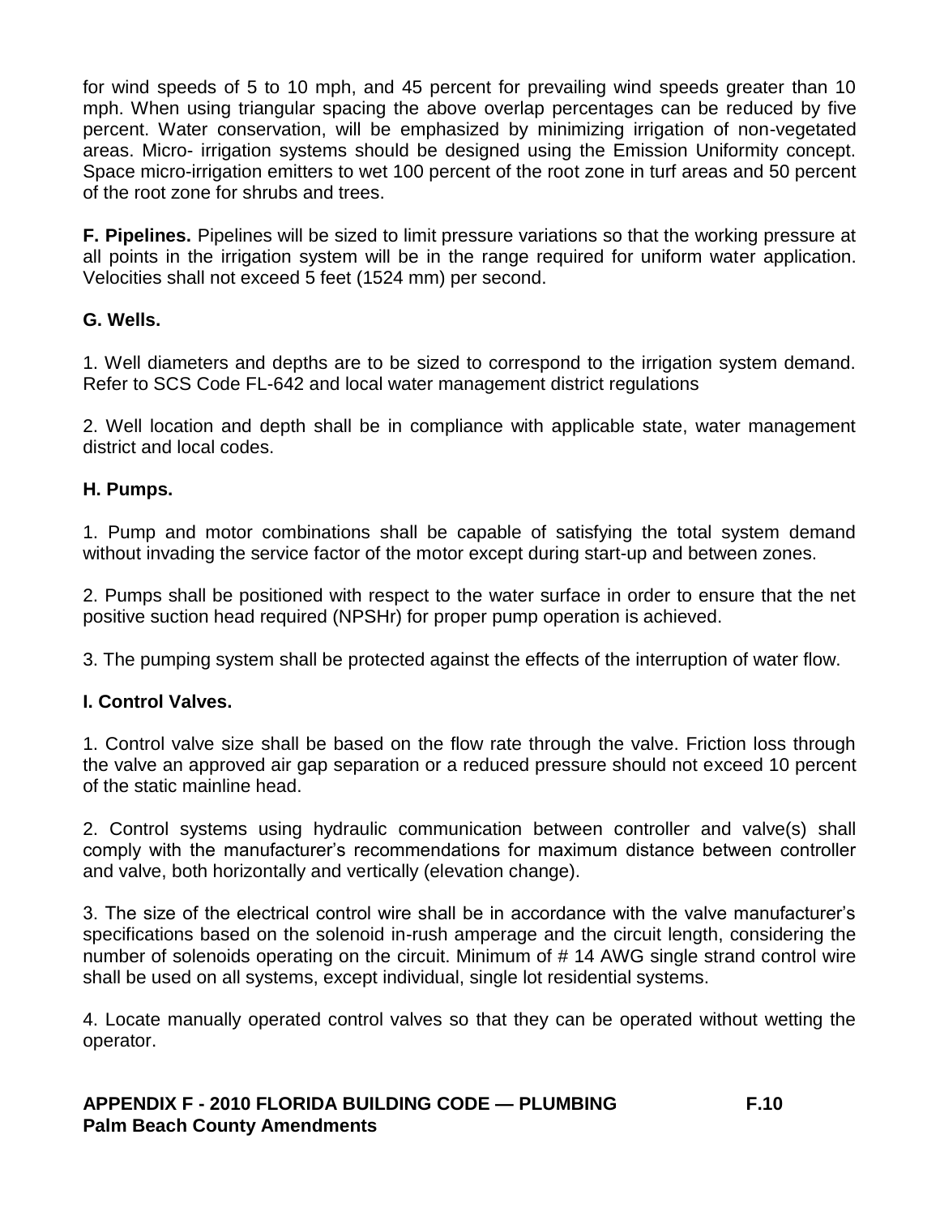for wind speeds of 5 to 10 mph, and 45 percent for prevailing wind speeds greater than 10 mph. When using triangular spacing the above overlap percentages can be reduced by five percent. Water conservation, will be emphasized by minimizing irrigation of non-vegetated areas. Micro- irrigation systems should be designed using the Emission Uniformity concept. Space micro-irrigation emitters to wet 100 percent of the root zone in turf areas and 50 percent of the root zone for shrubs and trees.

**F. Pipelines.** Pipelines will be sized to limit pressure variations so that the working pressure at all points in the irrigation system will be in the range required for uniform water application. Velocities shall not exceed 5 feet (1524 mm) per second.

**G. Wells.**

1. Well diameters and depths are to be sized to correspond to the irrigation system demand. Refer to SCS Code FL-642 and local water management district regulations

2. Well location and depth shall be in compliance with applicable state, water management district and local codes.

**H. Pumps.**

1. Pump and motor combinations shall be capable of satisfying the total system demand without invading the service factor of the motor except during start-up and between zones.

2. Pumps shall be positioned with respect to the water surface in order to ensure that the net positive suction head required (NPSHr) for proper pump operation is achieved.

3. The pumping system shall be protected against the effects of the interruption of water flow.

**I. Control Valves.**

1. Control valve size shall be based on the flow rate through the valve. Friction loss through the valve an approved air gap separation or a reduced pressure should not exceed 10 percent of the static mainline head.

2. Control systems using hydraulic communication between controller and valve(s) shall comply with the manufacturer's recommendations for maximum distance between controller and valve, both horizontally and vertically (elevation change).

3. The size of the electrical control wire shall be in accordance with the valve manufacturer's specifications based on the solenoid in-rush amperage and the circuit length, considering the number of solenoids operating on the circuit. Minimum of # 14 AWG single strand control wire shall be used on all systems, except individual, single lot residential systems.

4. Locate manually operated control valves so that they can be operated without wetting the operator.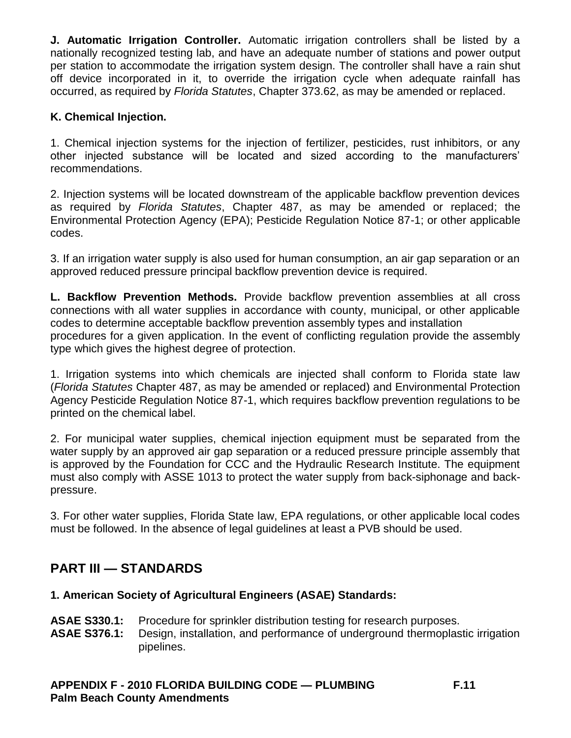**J. Automatic Irrigation Controller.** Automatic irrigation controllers shall be listed by a nationally recognized testing lab, and have an adequate number of stations and power output per station to accommodate the irrigation system design. The controller shall have a rain shut off device incorporated in it, to override the irrigation cycle when adequate rainfall has occurred, as required by *Florida Statutes*, Chapter 373.62, as may be amended or replaced.

**K. Chemical Injection.**

1. Chemical injection systems for the injection of fertilizer, pesticides, rust inhibitors, or any other injected substance will be located and sized according to the manufacturers' recommendations.

2. Injection systems will be located downstream of the applicable backflow prevention devices as required by *Florida Statutes*, Chapter 487, as may be amended or replaced; the Environmental Protection Agency (EPA); Pesticide Regulation Notice 87-1; or other applicable codes.

3. If an irrigation water supply is also used for human consumption, an air gap separation or an approved reduced pressure principal backflow prevention device is required.

**L. Backflow Prevention Methods.** Provide backflow prevention assemblies at all cross connections with all water supplies in accordance with county, municipal, or other applicable codes to determine acceptable backflow prevention assembly types and installation procedures for a given application. In the event of conflicting regulation provide the assembly type which gives the highest degree of protection.

1. Irrigation systems into which chemicals are injected shall conform to Florida state law (*Florida Statutes* Chapter 487, as may be amended or replaced) and Environmental Protection Agency Pesticide Regulation Notice 87-1, which requires backflow prevention regulations to be printed on the chemical label.

2. For municipal water supplies, chemical injection equipment must be separated from the water supply by an approved air gap separation or a reduced pressure principle assembly that is approved by the Foundation for CCC and the Hydraulic Research Institute. The equipment must also comply with ASSE 1013 to protect the water supply from back-siphonage and back-pressure.

3. For other water supplies, Florida State law, EPA regulations, or other applicable local codes must be followed. In the absence of legal guidelines at least a PVB should be used.

## PART III — STANDARDS

**1. American Society of Agricultural Engineers (ASAE) Standards:**

**ASAE S330.1:** Procedure for sprinkler distribution testing for research purposes.
**ASAE S376.1:** Design, installation, and performance of underground thermoplastic irrigation pipelines.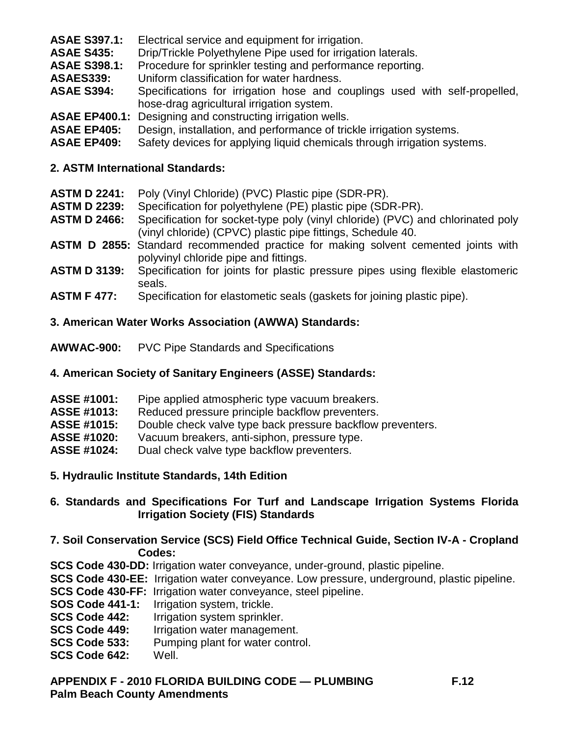**ASAE S397.1:** Electrical service and equipment for irrigation.
**ASAE S435:** Drip/Trickle Polyethylene Pipe used for irrigation laterals.
**ASAE S398.1:** Procedure for sprinkler testing and performance reporting.
**ASAES339:** Uniform classification for water hardness.
**ASAE S394:** Specifications for irrigation hose and couplings used with self-propelled, hose-drag agricultural irrigation system.
**ASAE EP400.1:** Designing and constructing irrigation wells.
**ASAE EP405:** Design, installation, and performance of trickle irrigation systems.
**ASAE EP409:** Safety devices for applying liquid chemicals through irrigation systems.

**2. ASTM International Standards:**

**ASTM D 2241:** Poly (Vinyl Chloride) (PVC) Plastic pipe (SDR-PR).
**ASTM D 2239:** Specification for polyethylene (PE) plastic pipe (SDR-PR).
**ASTM D 2466:** Specification for socket-type poly (vinyl chloride) (PVC) and chlorinated poly (vinyl chloride) (CPVC) plastic pipe fittings, Schedule 40.
**ASTM D 2855:** Standard recommended practice for making solvent cemented joints with polyvinyl chloride pipe and fittings.
**ASTM D 3139:** Specification for joints for plastic pressure pipes using flexible elastomeric seals.
**ASTM F 477:** Specification for elastometic seals (gaskets for joining plastic pipe).

**3. American Water Works Association (AWWA) Standards:**

**AWWAC-900:** PVC Pipe Standards and Specifications

**4. American Society of Sanitary Engineers (ASSE) Standards:**

**ASSE #1001:** Pipe applied atmospheric type vacuum breakers.
**ASSE #1013:** Reduced pressure principle backflow preventers.
**ASSE #1015:** Double check valve type back pressure backflow preventers.
**ASSE #1020:** Vacuum breakers, anti-siphon, pressure type.
**ASSE #1024:** Dual check valve type backflow preventers.

**5. Hydraulic Institute Standards, 14th Edition**

**6. Standards and Specifications For Turf and Landscape Irrigation Systems Florida Irrigation Society (FIS) Standards**

**7. Soil Conservation Service (SCS) Field Office Technical Guide, Section IV-A - Cropland Codes:**

**SCS Code 430-DD:** Irrigation water conveyance, under-ground, plastic pipeline.
**SCS Code 430-EE:** Irrigation water conveyance. Low pressure, underground, plastic pipeline.
**SCS Code 430-FF:** Irrigation water conveyance, steel pipeline.
**SOS Code 441-1:** Irrigation system, trickle.
**SCS Code 442:** Irrigation system sprinkler.
**SCS Code 449:** Irrigation water management.
**SCS Code 533:** Pumping plant for water control.
**SCS Code 642:** Well.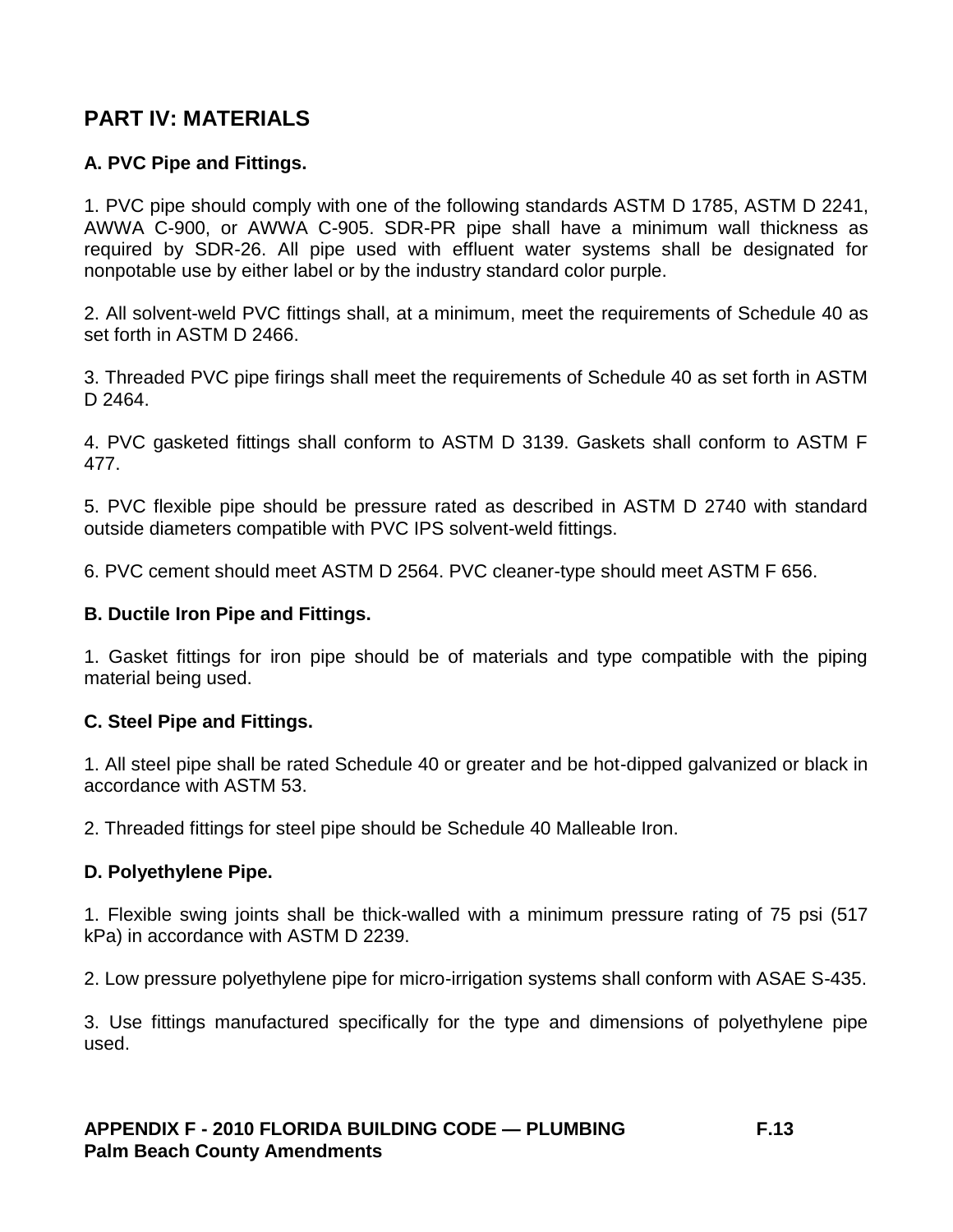## PART IV: MATERIALS

### A. PVC Pipe and Fittings.

1. PVC pipe should comply with one of the following standards ASTM D 1785, ASTM D 2241, AWWA C-900, or AWWA C-905. SDR-PR pipe shall have a minimum wall thickness as required by SDR-26. All pipe used with effluent water systems shall be designated for nonpotable use by either label or by the industry standard color purple.

2. All solvent-weld PVC fittings shall, at a minimum, meet the requirements of Schedule 40 as set forth in ASTM D 2466.

3. Threaded PVC pipe firings shall meet the requirements of Schedule 40 as set forth in ASTM D 2464.

4. PVC gasketed fittings shall conform to ASTM D 3139. Gaskets shall conform to ASTM F 477.

5. PVC flexible pipe should be pressure rated as described in ASTM D 2740 with standard outside diameters compatible with PVC IPS solvent-weld fittings.

6. PVC cement should meet ASTM D 2564. PVC cleaner-type should meet ASTM F 656.

### B. Ductile Iron Pipe and Fittings.

1. Gasket fittings for iron pipe should be of materials and type compatible with the piping material being used.

### C. Steel Pipe and Fittings.

1. All steel pipe shall be rated Schedule 40 or greater and be hot-dipped galvanized or black in accordance with ASTM 53.

2. Threaded fittings for steel pipe should be Schedule 40 Malleable Iron.

### D. Polyethylene Pipe.

1. Flexible swing joints shall be thick-walled with a minimum pressure rating of 75 psi (517 kPa) in accordance with ASTM D 2239.

2. Low pressure polyethylene pipe for micro-irrigation systems shall conform with ASAE S-435.

3. Use fittings manufactured specifically for the type and dimensions of polyethylene pipe used.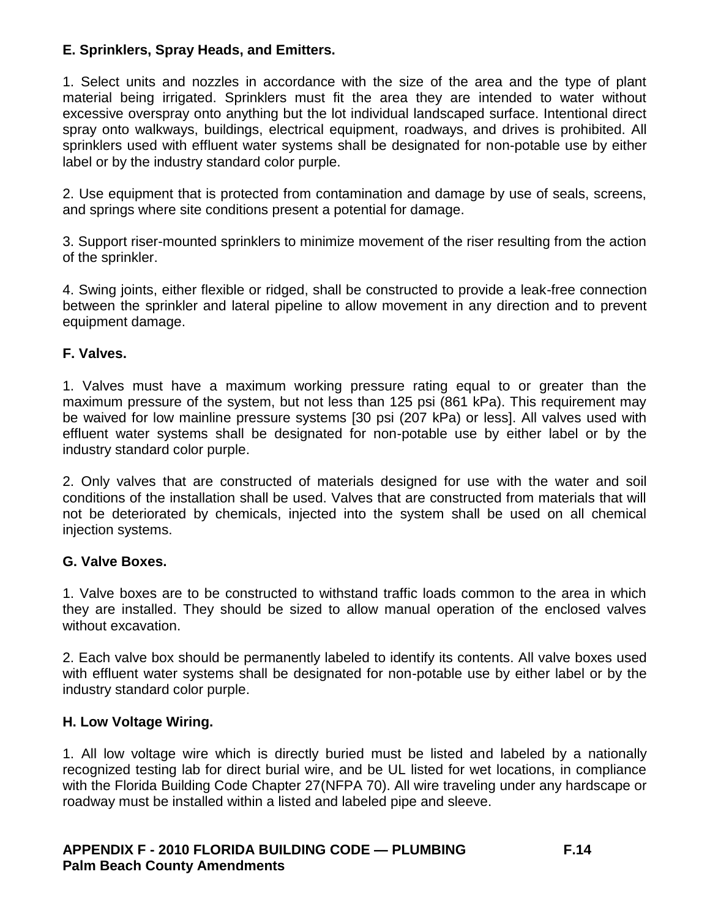**E. Sprinklers, Spray Heads, and Emitters.**

1. Select units and nozzles in accordance with the size of the area and the type of plant material being irrigated. Sprinklers must fit the area they are intended to water without excessive overspray onto anything but the lot individual landscaped surface. Intentional direct spray onto walkways, buildings, electrical equipment, roadways, and drives is prohibited. All sprinklers used with effluent water systems shall be designated for non-potable use by either label or by the industry standard color purple.

2. Use equipment that is protected from contamination and damage by use of seals, screens, and springs where site conditions present a potential for damage.

3. Support riser-mounted sprinklers to minimize movement of the riser resulting from the action of the sprinkler.

4. Swing joints, either flexible or ridged, shall be constructed to provide a leak-free connection between the sprinkler and lateral pipeline to allow movement in any direction and to prevent equipment damage.

**F. Valves.**

1. Valves must have a maximum working pressure rating equal to or greater than the maximum pressure of the system, but not less than 125 psi (861 kPa). This requirement may be waived for low mainline pressure systems [30 psi (207 kPa) or less]. All valves used with effluent water systems shall be designated for non-potable use by either label or by the industry standard color purple.

2. Only valves that are constructed of materials designed for use with the water and soil conditions of the installation shall be used. Valves that are constructed from materials that will not be deteriorated by chemicals, injected into the system shall be used on all chemical injection systems.

**G. Valve Boxes.**

1. Valve boxes are to be constructed to withstand traffic loads common to the area in which they are installed. They should be sized to allow manual operation of the enclosed valves without excavation.

2. Each valve box should be permanently labeled to identify its contents. All valve boxes used with effluent water systems shall be designated for non-potable use by either label or by the industry standard color purple.

**H. Low Voltage Wiring.**

1. All low voltage wire which is directly buried must be listed and labeled by a nationally recognized testing lab for direct burial wire, and be UL listed for wet locations, in compliance with the Florida Building Code Chapter 27(NFPA 70). All wire traveling under any hardscape or roadway must be installed within a listed and labeled pipe and sleeve.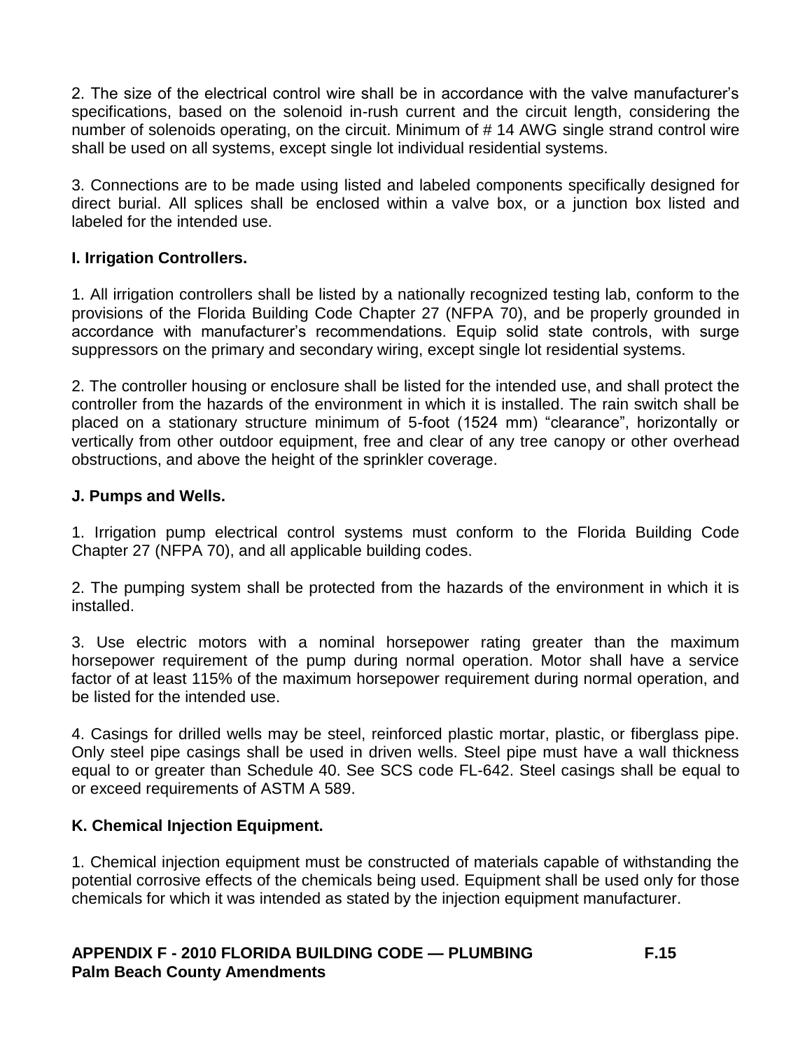2. The size of the electrical control wire shall be in accordance with the valve manufacturer's specifications, based on the solenoid in-rush current and the circuit length, considering the number of solenoids operating, on the circuit. Minimum of # 14 AWG single strand control wire shall be used on all systems, except single lot individual residential systems.

3. Connections are to be made using listed and labeled components specifically designed for direct burial. All splices shall be enclosed within a valve box, or a junction box listed and labeled for the intended use.

**I. Irrigation Controllers.**

1. All irrigation controllers shall be listed by a nationally recognized testing lab, conform to the provisions of the Florida Building Code Chapter 27 (NFPA 70), and be properly grounded in accordance with manufacturer's recommendations. Equip solid state controls, with surge suppressors on the primary and secondary wiring, except single lot residential systems.

2. The controller housing or enclosure shall be listed for the intended use, and shall protect the controller from the hazards of the environment in which it is installed. The rain switch shall be placed on a stationary structure minimum of 5-foot (1524 mm) "clearance", horizontally or vertically from other outdoor equipment, free and clear of any tree canopy or other overhead obstructions, and above the height of the sprinkler coverage.

**J. Pumps and Wells.**

1. Irrigation pump electrical control systems must conform to the Florida Building Code Chapter 27 (NFPA 70), and all applicable building codes.

2. The pumping system shall be protected from the hazards of the environment in which it is installed.

3. Use electric motors with a nominal horsepower rating greater than the maximum horsepower requirement of the pump during normal operation. Motor shall have a service factor of at least 115% of the maximum horsepower requirement during normal operation, and be listed for the intended use.

4. Casings for drilled wells may be steel, reinforced plastic mortar, plastic, or fiberglass pipe. Only steel pipe casings shall be used in driven wells. Steel pipe must have a wall thickness equal to or greater than Schedule 40. See SCS code FL-642. Steel casings shall be equal to or exceed requirements of ASTM A 589.

**K. Chemical Injection Equipment.**

1. Chemical injection equipment must be constructed of materials capable of withstanding the potential corrosive effects of the chemicals being used. Equipment shall be used only for those chemicals for which it was intended as stated by the injection equipment manufacturer.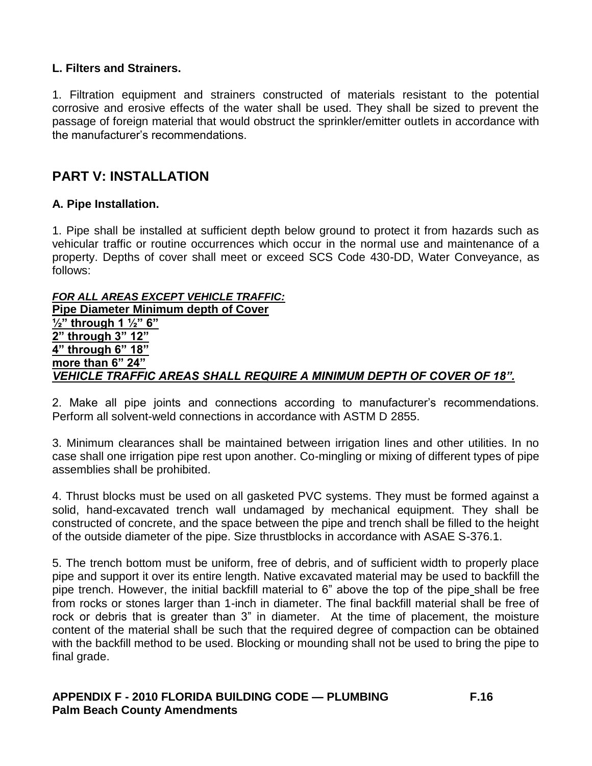### L. Filters and Strainers.

1. Filtration equipment and strainers constructed of materials resistant to the potential corrosive and erosive effects of the water shall be used. They shall be sized to prevent the passage of foreign material that would obstruct the sprinkler/emitter outlets in accordance with the manufacturer's recommendations.

## PART V: INSTALLATION

### A. Pipe Installation.

1. Pipe shall be installed at sufficient depth below ground to protect it from hazards such as vehicular traffic or routine occurrences which occur in the normal use and maintenance of a property. Depths of cover shall meet or exceed SCS Code 430-DD, Water Conveyance, as follows:

***FOR ALL AREAS EXCEPT VEHICLE TRAFFIC:***

| Pipe Diameter | Minimum depth of Cover |
|---|---|
| ½" through 1 ½" | 6" |
| 2" through 3" | 12" |
| 4" through 6" | 18" |
| more than 6" | 24" |

***VEHICLE TRAFFIC AREAS SHALL REQUIRE A MINIMUM DEPTH OF COVER OF 18".***

2. Make all pipe joints and connections according to manufacturer's recommendations. Perform all solvent-weld connections in accordance with ASTM D 2855.

3. Minimum clearances shall be maintained between irrigation lines and other utilities. In no case shall one irrigation pipe rest upon another. Co-mingling or mixing of different types of pipe assemblies shall be prohibited.

4. Thrust blocks must be used on all gasketed PVC systems. They must be formed against a solid, hand-excavated trench wall undamaged by mechanical equipment. They shall be constructed of concrete, and the space between the pipe and trench shall be filled to the height of the outside diameter of the pipe. Size thrustblocks in accordance with ASAE S-376.1.

5. The trench bottom must be uniform, free of debris, and of sufficient width to properly place pipe and support it over its entire length. Native excavated material may be used to backfill the pipe trench. However, the initial backfill material to 6" above the top of the pipe shall be free from rocks or stones larger than 1-inch in diameter. The final backfill material shall be free of rock or debris that is greater than 3" in diameter. At the time of placement, the moisture content of the material shall be such that the required degree of compaction can be obtained with the backfill method to be used. Blocking or mounding shall not be used to bring the pipe to final grade.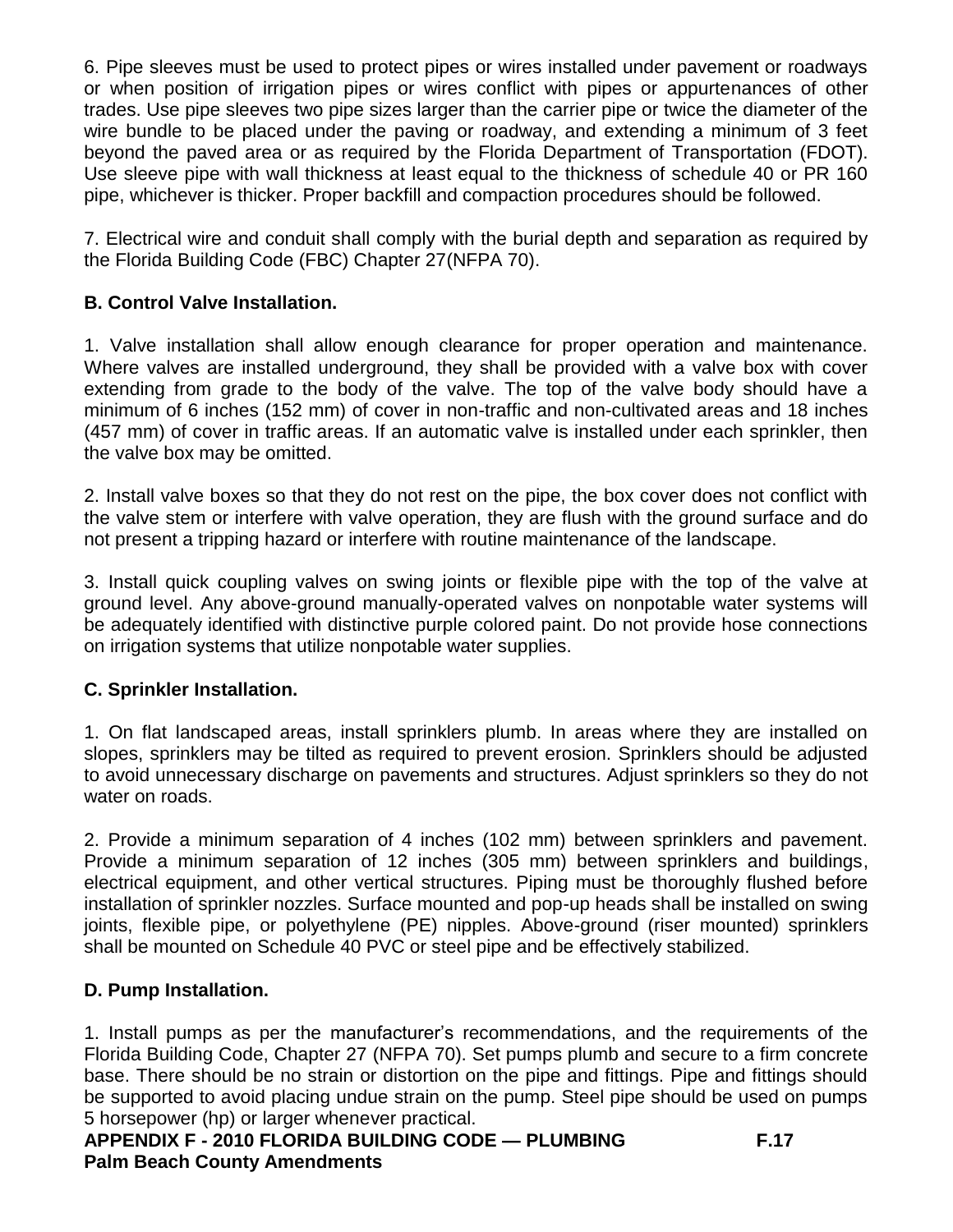6. Pipe sleeves must be used to protect pipes or wires installed under pavement or roadways or when position of irrigation pipes or wires conflict with pipes or appurtenances of other trades. Use pipe sleeves two pipe sizes larger than the carrier pipe or twice the diameter of the wire bundle to be placed under the paving or roadway, and extending a minimum of 3 feet beyond the paved area or as required by the Florida Department of Transportation (FDOT). Use sleeve pipe with wall thickness at least equal to the thickness of schedule 40 or PR 160 pipe, whichever is thicker. Proper backfill and compaction procedures should be followed.

7. Electrical wire and conduit shall comply with the burial depth and separation as required by the Florida Building Code (FBC) Chapter 27(NFPA 70).

**B. Control Valve Installation.**

1. Valve installation shall allow enough clearance for proper operation and maintenance. Where valves are installed underground, they shall be provided with a valve box with cover extending from grade to the body of the valve. The top of the valve body should have a minimum of 6 inches (152 mm) of cover in non-traffic and non-cultivated areas and 18 inches (457 mm) of cover in traffic areas. If an automatic valve is installed under each sprinkler, then the valve box may be omitted.

2. Install valve boxes so that they do not rest on the pipe, the box cover does not conflict with the valve stem or interfere with valve operation, they are flush with the ground surface and do not present a tripping hazard or interfere with routine maintenance of the landscape.

3. Install quick coupling valves on swing joints or flexible pipe with the top of the valve at ground level. Any above-ground manually-operated valves on nonpotable water systems will be adequately identified with distinctive purple colored paint. Do not provide hose connections on irrigation systems that utilize nonpotable water supplies.

**C. Sprinkler Installation.**

1. On flat landscaped areas, install sprinklers plumb. In areas where they are installed on slopes, sprinklers may be tilted as required to prevent erosion. Sprinklers should be adjusted to avoid unnecessary discharge on pavements and structures. Adjust sprinklers so they do not water on roads.

2. Provide a minimum separation of 4 inches (102 mm) between sprinklers and pavement. Provide a minimum separation of 12 inches (305 mm) between sprinklers and buildings, electrical equipment, and other vertical structures. Piping must be thoroughly flushed before installation of sprinkler nozzles. Surface mounted and pop-up heads shall be installed on swing joints, flexible pipe, or polyethylene (PE) nipples. Above-ground (riser mounted) sprinklers shall be mounted on Schedule 40 PVC or steel pipe and be effectively stabilized.

**D. Pump Installation.**

1. Install pumps as per the manufacturer's recommendations, and the requirements of the Florida Building Code, Chapter 27 (NFPA 70). Set pumps plumb and secure to a firm concrete base. There should be no strain or distortion on the pipe and fittings. Pipe and fittings should be supported to avoid placing undue strain on the pump. Steel pipe should be used on pumps 5 horsepower (hp) or larger whenever practical.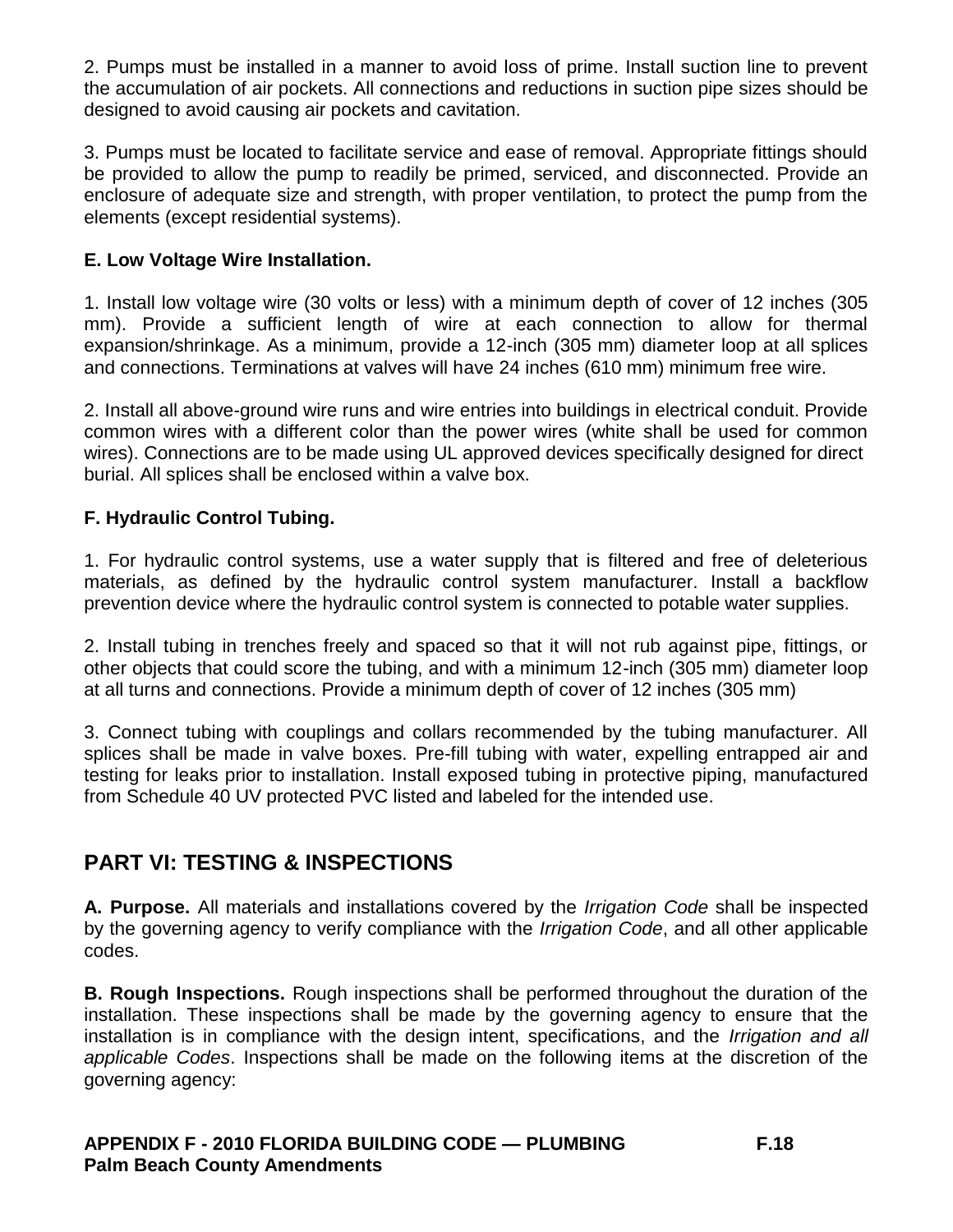2. Pumps must be installed in a manner to avoid loss of prime. Install suction line to prevent the accumulation of air pockets. All connections and reductions in suction pipe sizes should be designed to avoid causing air pockets and cavitation.

3. Pumps must be located to facilitate service and ease of removal. Appropriate fittings should be provided to allow the pump to readily be primed, serviced, and disconnected. Provide an enclosure of adequate size and strength, with proper ventilation, to protect the pump from the elements (except residential systems).

**E. Low Voltage Wire Installation.**

1. Install low voltage wire (30 volts or less) with a minimum depth of cover of 12 inches (305 mm). Provide a sufficient length of wire at each connection to allow for thermal expansion/shrinkage. As a minimum, provide a 12-inch (305 mm) diameter loop at all splices and connections. Terminations at valves will have 24 inches (610 mm) minimum free wire.

2. Install all above-ground wire runs and wire entries into buildings in electrical conduit. Provide common wires with a different color than the power wires (white shall be used for common wires). Connections are to be made using UL approved devices specifically designed for direct burial. All splices shall be enclosed within a valve box.

**F. Hydraulic Control Tubing.**

1. For hydraulic control systems, use a water supply that is filtered and free of deleterious materials, as defined by the hydraulic control system manufacturer. Install a backflow prevention device where the hydraulic control system is connected to potable water supplies.

2. Install tubing in trenches freely and spaced so that it will not rub against pipe, fittings, or other objects that could score the tubing, and with a minimum 12-inch (305 mm) diameter loop at all turns and connections. Provide a minimum depth of cover of 12 inches (305 mm)

3. Connect tubing with couplings and collars recommended by the tubing manufacturer. All splices shall be made in valve boxes. Pre-fill tubing with water, expelling entrapped air and testing for leaks prior to installation. Install exposed tubing in protective piping, manufactured from Schedule 40 UV protected PVC listed and labeled for the intended use.

## PART VI: TESTING & INSPECTIONS

**A. Purpose.** All materials and installations covered by the *Irrigation Code* shall be inspected by the governing agency to verify compliance with the *Irrigation Code*, and all other applicable codes.

**B. Rough Inspections.** Rough inspections shall be performed throughout the duration of the installation. These inspections shall be made by the governing agency to ensure that the installation is in compliance with the design intent, specifications, and the *Irrigation and all applicable Codes*. Inspections shall be made on the following items at the discretion of the governing agency: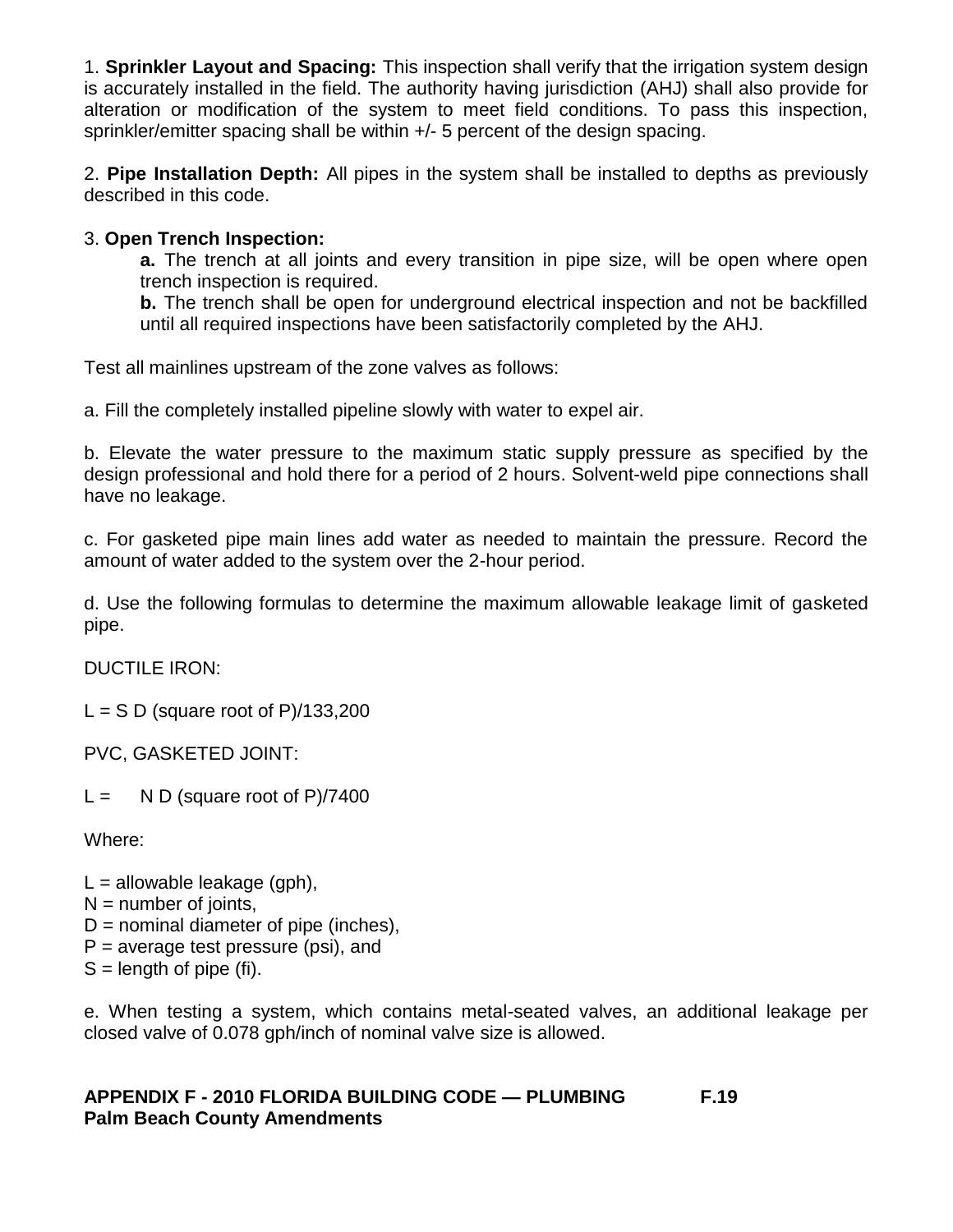1. **Sprinkler Layout and Spacing:** This inspection shall verify that the irrigation system design is accurately installed in the field. The authority having jurisdiction (AHJ) shall also provide for alteration or modification of the system to meet field conditions. To pass this inspection, sprinkler/emitter spacing shall be within +/- 5 percent of the design spacing.

2. **Pipe Installation Depth:** All pipes in the system shall be installed to depths as previously described in this code.

3. **Open Trench Inspection:**

   **a.** The trench at all joints and every transition in pipe size, will be open where open trench inspection is required.

   **b.** The trench shall be open for underground electrical inspection and not be backfilled until all required inspections have been satisfactorily completed by the AHJ.

Test all mainlines upstream of the zone valves as follows:

a. Fill the completely installed pipeline slowly with water to expel air.

b. Elevate the water pressure to the maximum static supply pressure as specified by the design professional and hold there for a period of 2 hours. Solvent-weld pipe connections shall have no leakage.

c. For gasketed pipe main lines add water as needed to maintain the pressure. Record the amount of water added to the system over the 2-hour period.

d. Use the following formulas to determine the maximum allowable leakage limit of gasketed pipe.

DUCTILE IRON:

L = S D (square root of P)/133,200

PVC, GASKETED JOINT:

L = N D (square root of P)/7400

Where:

L = allowable leakage (gph),
N = number of joints,
D = nominal diameter of pipe (inches),
P = average test pressure (psi), and
S = length of pipe (fi).

e. When testing a system, which contains metal-seated valves, an additional leakage per closed valve of 0.078 gph/inch of nominal valve size is allowed.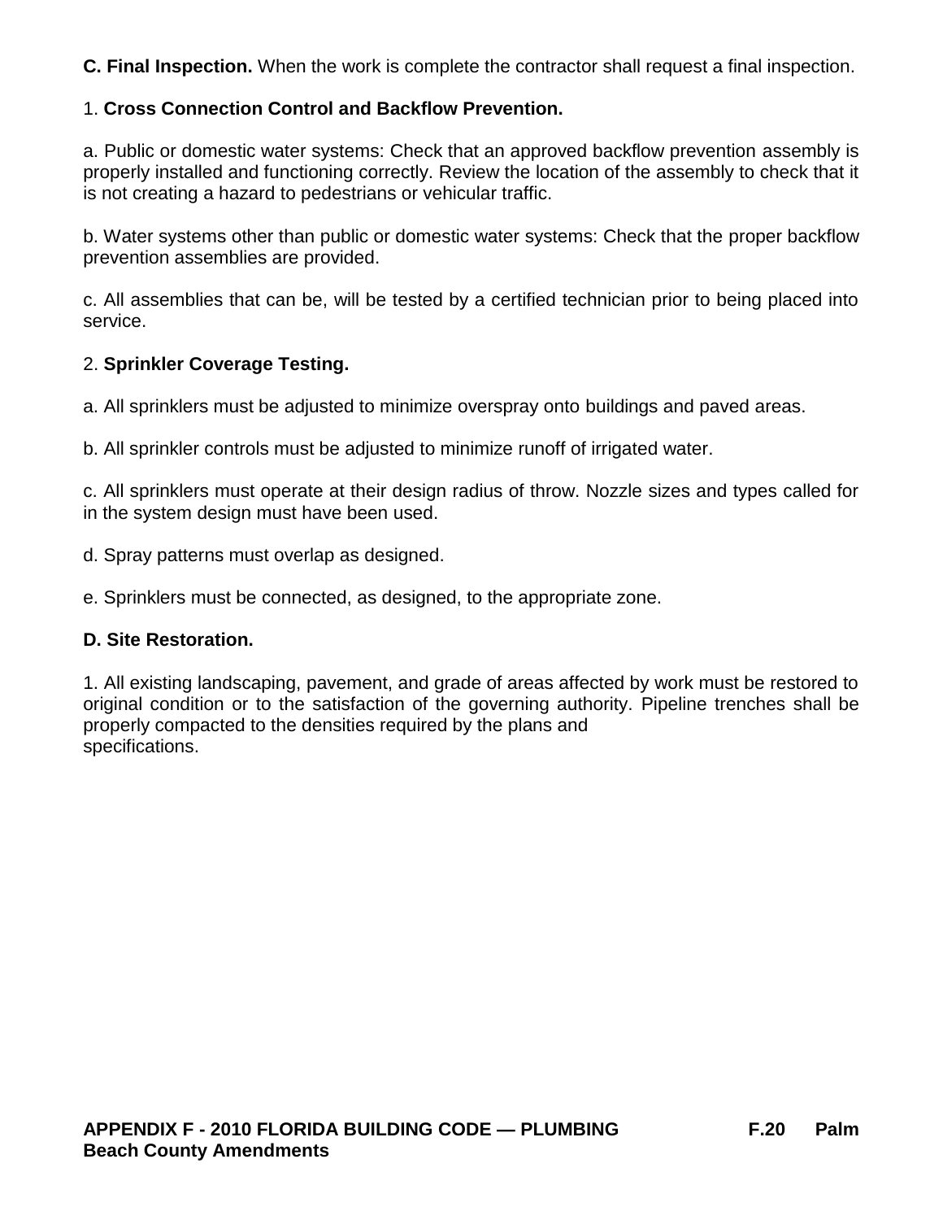**C. Final Inspection.** When the work is complete the contractor shall request a final inspection.

1. **Cross Connection Control and Backflow Prevention.**

a. Public or domestic water systems: Check that an approved backflow prevention assembly is properly installed and functioning correctly. Review the location of the assembly to check that it is not creating a hazard to pedestrians or vehicular traffic.

b. Water systems other than public or domestic water systems: Check that the proper backflow prevention assemblies are provided.

c. All assemblies that can be, will be tested by a certified technician prior to being placed into service.

2. **Sprinkler Coverage Testing.**

a. All sprinklers must be adjusted to minimize overspray onto buildings and paved areas.

b. All sprinkler controls must be adjusted to minimize runoff of irrigated water.

c. All sprinklers must operate at their design radius of throw. Nozzle sizes and types called for in the system design must have been used.

d. Spray patterns must overlap as designed.

e. Sprinklers must be connected, as designed, to the appropriate zone.

**D. Site Restoration.**

1. All existing landscaping, pavement, and grade of areas affected by work must be restored to original condition or to the satisfaction of the governing authority. Pipeline trenches shall be properly compacted to the densities required by the plans and specifications.